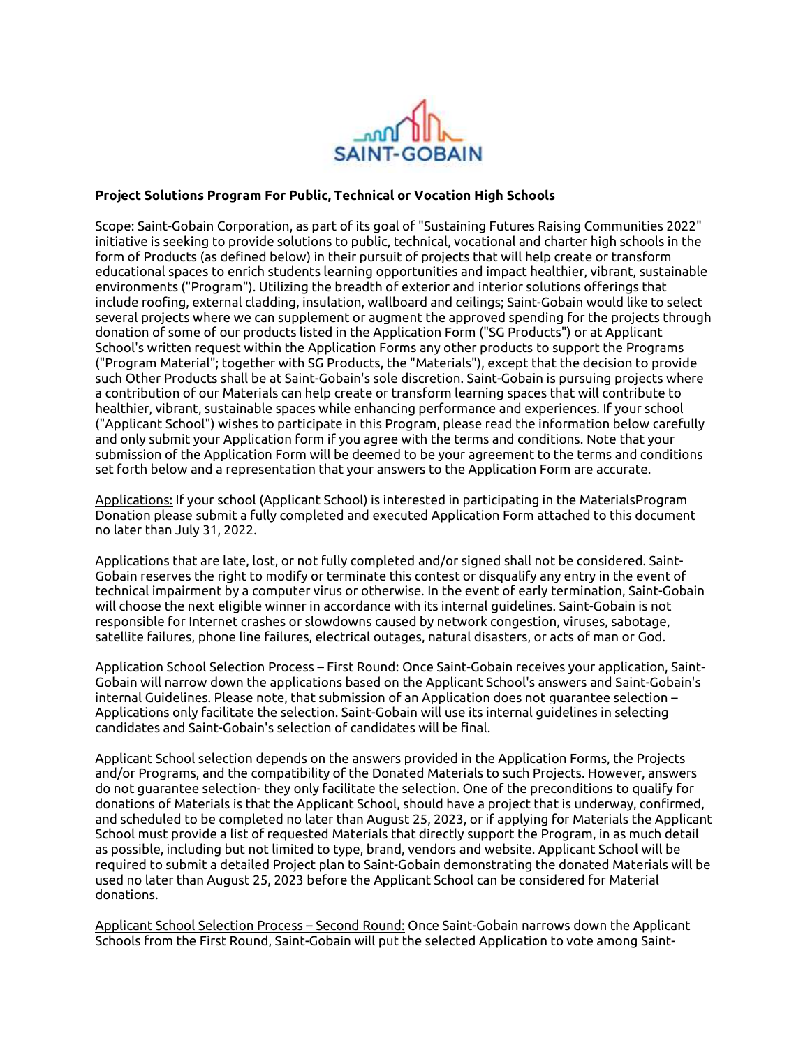SAINT-GOBAIN

**Project Solutions Program For Public, Technical or Vocation High Schools**

Scope: Saint-Gobain Corporation, as part of its goal of "Sustaining Futures Raising Communities 2022" initiative is seeking to provide solutions to public, technical, vocational and charter high schools in the form of Products (as defined below) in their pursuit of projects that will help create or transform educational spaces to enrich students learning opportunities and impact healthier, vibrant, sustainable environments ("Program"). Utilizing the breadth of exterior and interior solutions offerings that include roofing, external cladding, insulation, wallboard and ceilings; Saint-Gobain would like to select several projects where we can supplement or augment the approved spending for the projects through donation of some of our products listed in the Application Form ("SG Products") or at Applicant School's written request within the Application Forms any other products to support the Programs ("Program Material"; together with SG Products, the "Materials"), except that the decision to provide such Other Products shall be at Saint-Gobain's sole discretion. Saint-Gobain is pursuing projects where a contribution of our Materials can help create or transform learning spaces that will contribute to healthier, vibrant, sustainable spaces while enhancing performance and experiences. If your school ("Applicant School") wishes to participate in this Program, please read the information below carefully and only submit your Application form if you agree with the terms and conditions. Note that your submission of the Application Form will be deemed to be your agreement to the terms and conditions set forth below and a representation that your answers to the Application Form are accurate.

<u>Applications:</u> If your school (Applicant School) is interested in participating in the MaterialsProgram Donation please submit a fully completed and executed Application Form attached to this document no later than July 31, 2022.

Applications that are late, lost, or not fully completed and/or signed shall not be considered. Saint-Gobain reserves the right to modify or terminate this contest or disqualify any entry in the event of technical impairment by a computer virus or otherwise. In the event of early termination, Saint-Gobain will choose the next eligible winner in accordance with its internal guidelines. Saint-Gobain is not responsible for Internet crashes or slowdowns caused by network congestion, viruses, sabotage, satellite failures, phone line failures, electrical outages, natural disasters, or acts of man or God.

<u>Application School Selection Process – First Round:</u> Once Saint-Gobain receives your application, Saint-Gobain will narrow down the applications based on the Applicant School's answers and Saint-Gobain's internal Guidelines. Please note, that submission of an Application does not guarantee selection – Applications only facilitate the selection. Saint-Gobain will use its internal guidelines in selecting candidates and Saint-Gobain's selection of candidates will be final.

Applicant School selection depends on the answers provided in the Application Forms, the Projects and/or Programs, and the compatibility of the Donated Materials to such Projects. However, answers do not guarantee selection- they only facilitate the selection. One of the preconditions to qualify for donations of Materials is that the Applicant School, should have a project that is underway, confirmed, and scheduled to be completed no later than August 25, 2023, or if applying for Materials the Applicant School must provide a list of requested Materials that directly support the Program, in as much detail as possible, including but not limited to type, brand, vendors and website. Applicant School will be required to submit a detailed Project plan to Saint-Gobain demonstrating the donated Materials will be used no later than August 25, 2023 before the Applicant School can be considered for Material donations.

<u>Applicant School Selection Process – Second Round:</u> Once Saint-Gobain narrows down the Applicant Schools from the First Round, Saint-Gobain will put the selected Application to vote among Saint-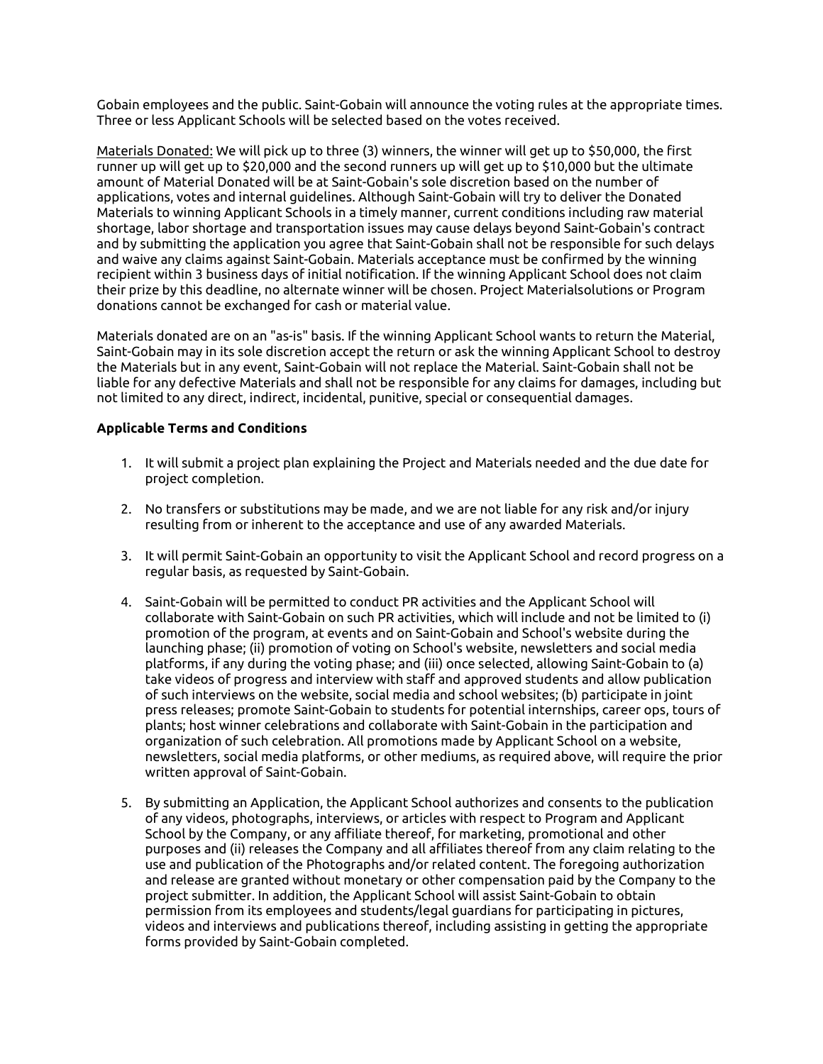Gobain employees and the public. Saint-Gobain will announce the voting rules at the appropriate times. Three or less Applicant Schools will be selected based on the votes received.

<u>Materials Donated:</u> We will pick up to three (3) winners, the winner will get up to $50,000, the first runner up will get up to $20,000 and the second runners up will get up to $10,000 but the ultimate amount of Material Donated will be at Saint-Gobain's sole discretion based on the number of applications, votes and internal guidelines. Although Saint-Gobain will try to deliver the Donated Materials to winning Applicant Schools in a timely manner, current conditions including raw material shortage, labor shortage and transportation issues may cause delays beyond Saint-Gobain's contract and by submitting the application you agree that Saint-Gobain shall not be responsible for such delays and waive any claims against Saint-Gobain. Materials acceptance must be confirmed by the winning recipient within 3 business days of initial notification. If the winning Applicant School does not claim their prize by this deadline, no alternate winner will be chosen. Project Materialsolutions or Program donations cannot be exchanged for cash or material value.

Materials donated are on an "as-is" basis. If the winning Applicant School wants to return the Material, Saint-Gobain may in its sole discretion accept the return or ask the winning Applicant School to destroy the Materials but in any event, Saint-Gobain will not replace the Material. Saint-Gobain shall not be liable for any defective Materials and shall not be responsible for any claims for damages, including but not limited to any direct, indirect, incidental, punitive, special or consequential damages.

**Applicable Terms and Conditions**

1. It will submit a project plan explaining the Project and Materials needed and the due date for project completion.

2. No transfers or substitutions may be made, and we are not liable for any risk and/or injury resulting from or inherent to the acceptance and use of any awarded Materials.

3. It will permit Saint-Gobain an opportunity to visit the Applicant School and record progress on a regular basis, as requested by Saint-Gobain.

4. Saint-Gobain will be permitted to conduct PR activities and the Applicant School will collaborate with Saint-Gobain on such PR activities, which will include and not be limited to (i) promotion of the program, at events and on Saint-Gobain and School's website during the launching phase; (ii) promotion of voting on School's website, newsletters and social media platforms, if any during the voting phase; and (iii) once selected, allowing Saint-Gobain to (a) take videos of progress and interview with staff and approved students and allow publication of such interviews on the website, social media and school websites; (b) participate in joint press releases; promote Saint-Gobain to students for potential internships, career ops, tours of plants; host winner celebrations and collaborate with Saint-Gobain in the participation and organization of such celebration. All promotions made by Applicant School on a website, newsletters, social media platforms, or other mediums, as required above, will require the prior written approval of Saint-Gobain.

5. By submitting an Application, the Applicant School authorizes and consents to the publication of any videos, photographs, interviews, or articles with respect to Program and Applicant School by the Company, or any affiliate thereof, for marketing, promotional and other purposes and (ii) releases the Company and all affiliates thereof from any claim relating to the use and publication of the Photographs and/or related content. The foregoing authorization and release are granted without monetary or other compensation paid by the Company to the project submitter. In addition, the Applicant School will assist Saint-Gobain to obtain permission from its employees and students/legal guardians for participating in pictures, videos and interviews and publications thereof, including assisting in getting the appropriate forms provided by Saint-Gobain completed.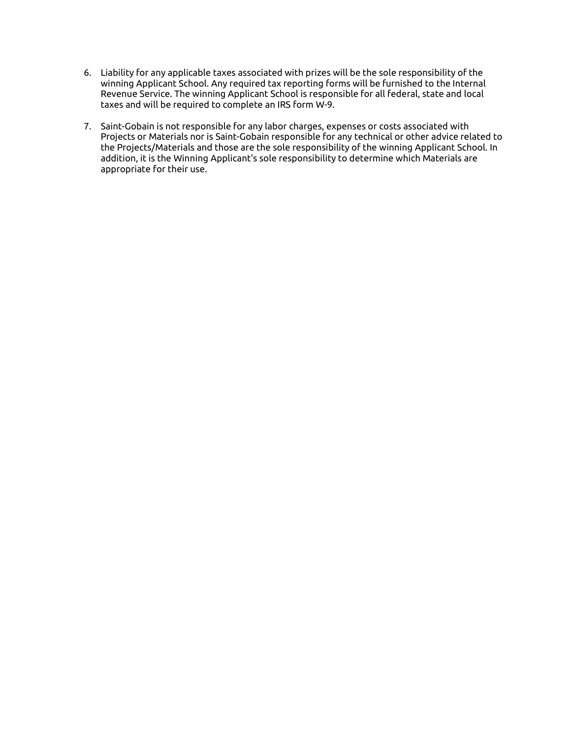6. Liability for any applicable taxes associated with prizes will be the sole responsibility of the winning Applicant School. Any required tax reporting forms will be furnished to the Internal Revenue Service. The winning Applicant School is responsible for all federal, state and local taxes and will be required to complete an IRS form W-9.

7. Saint-Gobain is not responsible for any labor charges, expenses or costs associated with Projects or Materials nor is Saint-Gobain responsible for any technical or other advice related to the Projects/Materials and those are the sole responsibility of the winning Applicant School. In addition, it is the Winning Applicant's sole responsibility to determine which Materials are appropriate for their use.